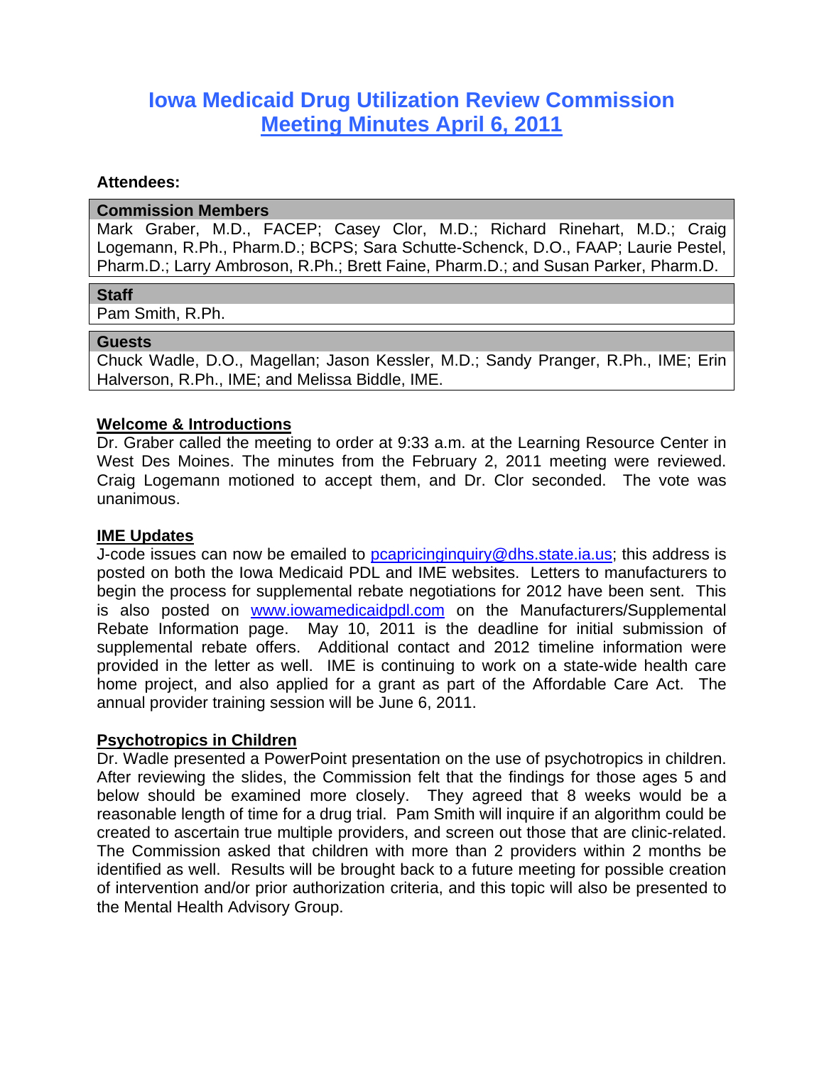# Iowa Medicaid Drug Utilization Review Commission
## Meeting Minutes April 6, 2011

**Attendees:**

| Commission Members |
|---|
| Mark Graber, M.D., FACEP; Casey Clor, M.D.; Richard Rinehart, M.D.; Craig Logemann, R.Ph., Pharm.D.; BCPS; Sara Schutte-Schenck, D.O., FAAP; Laurie Pestel, Pharm.D.; Larry Ambroson, R.Ph.; Brett Faine, Pharm.D.; and Susan Parker, Pharm.D. |

| Staff |
|---|
| Pam Smith, R.Ph. |

| Guests |
|---|
| Chuck Wadle, D.O., Magellan; Jason Kessler, M.D.; Sandy Pranger, R.Ph., IME; Erin Halverson, R.Ph., IME; and Melissa Biddle, IME. |

**Welcome & Introductions**

Dr. Graber called the meeting to order at 9:33 a.m. at the Learning Resource Center in West Des Moines. The minutes from the February 2, 2011 meeting were reviewed. Craig Logemann motioned to accept them, and Dr. Clor seconded. The vote was unanimous.

**IME Updates**

J-code issues can now be emailed to pcapricinginquiry@dhs.state.ia.us; this address is posted on both the Iowa Medicaid PDL and IME websites. Letters to manufacturers to begin the process for supplemental rebate negotiations for 2012 have been sent. This is also posted on www.iowamedicaidpdl.com on the Manufacturers/Supplemental Rebate Information page. May 10, 2011 is the deadline for initial submission of supplemental rebate offers. Additional contact and 2012 timeline information were provided in the letter as well. IME is continuing to work on a state-wide health care home project, and also applied for a grant as part of the Affordable Care Act. The annual provider training session will be June 6, 2011.

**Psychotropics in Children**

Dr. Wadle presented a PowerPoint presentation on the use of psychotropics in children. After reviewing the slides, the Commission felt that the findings for those ages 5 and below should be examined more closely. They agreed that 8 weeks would be a reasonable length of time for a drug trial. Pam Smith will inquire if an algorithm could be created to ascertain true multiple providers, and screen out those that are clinic-related. The Commission asked that children with more than 2 providers within 2 months be identified as well. Results will be brought back to a future meeting for possible creation of intervention and/or prior authorization criteria, and this topic will also be presented to the Mental Health Advisory Group.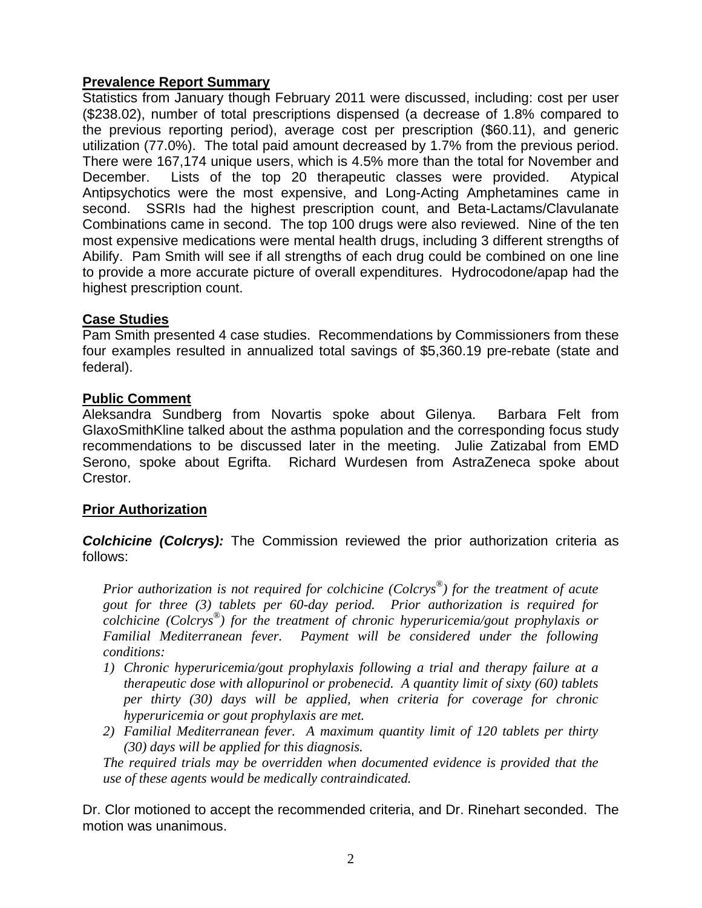**Prevalence Report Summary**
Statistics from January though February 2011 were discussed, including: cost per user ($238.02), number of total prescriptions dispensed (a decrease of 1.8% compared to the previous reporting period), average cost per prescription ($60.11), and generic utilization (77.0%). The total paid amount decreased by 1.7% from the previous period. There were 167,174 unique users, which is 4.5% more than the total for November and December. Lists of the top 20 therapeutic classes were provided. Atypical Antipsychotics were the most expensive, and Long-Acting Amphetamines came in second. SSRIs had the highest prescription count, and Beta-Lactams/Clavulanate Combinations came in second. The top 100 drugs were also reviewed. Nine of the ten most expensive medications were mental health drugs, including 3 different strengths of Abilify. Pam Smith will see if all strengths of each drug could be combined on one line to provide a more accurate picture of overall expenditures. Hydrocodone/apap had the highest prescription count.

**Case Studies**
Pam Smith presented 4 case studies. Recommendations by Commissioners from these four examples resulted in annualized total savings of $5,360.19 pre-rebate (state and federal).

**Public Comment**
Aleksandra Sundberg from Novartis spoke about Gilenya. Barbara Felt from GlaxoSmithKline talked about the asthma population and the corresponding focus study recommendations to be discussed later in the meeting. Julie Zatizabal from EMD Serono, spoke about Egrifta. Richard Wurdesen from AstraZeneca spoke about Crestor.

**Prior Authorization**

***Colchicine (Colcrys):*** The Commission reviewed the prior authorization criteria as follows:

> *Prior authorization is not required for colchicine (Colcrys®) for the treatment of acute gout for three (3) tablets per 60-day period. Prior authorization is required for colchicine (Colcrys®) for the treatment of chronic hyperuricemia/gout prophylaxis or Familial Mediterranean fever. Payment will be considered under the following conditions:*
>
> 1) *Chronic hyperuricemia/gout prophylaxis following a trial and therapy failure at a therapeutic dose with allopurinol or probenecid. A quantity limit of sixty (60) tablets per thirty (30) days will be applied, when criteria for coverage for chronic hyperuricemia or gout prophylaxis are met.*
> 2) *Familial Mediterranean fever. A maximum quantity limit of 120 tablets per thirty (30) days will be applied for this diagnosis.*
>
> *The required trials may be overridden when documented evidence is provided that the use of these agents would be medically contraindicated.*

Dr. Clor motioned to accept the recommended criteria, and Dr. Rinehart seconded. The motion was unanimous.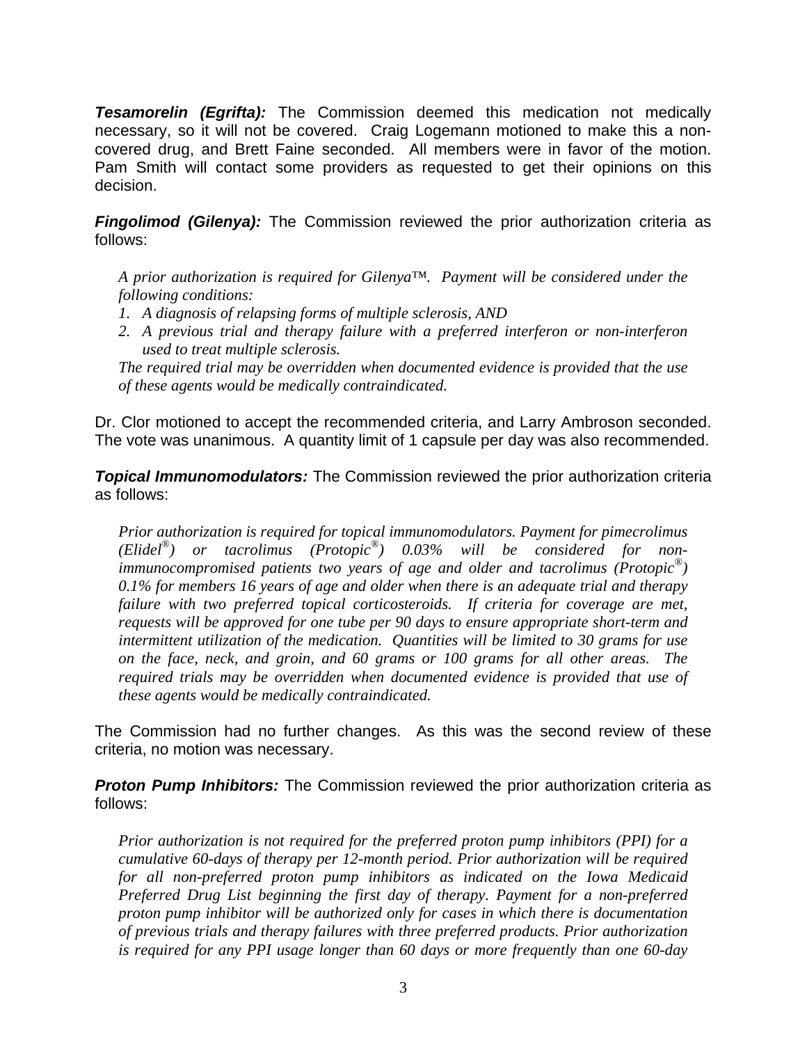***Tesamorelin (Egrifta):*** The Commission deemed this medication not medically necessary, so it will not be covered. Craig Logemann motioned to make this a non-covered drug, and Brett Faine seconded. All members were in favor of the motion. Pam Smith will contact some providers as requested to get their opinions on this decision.

***Fingolimod (Gilenya):*** The Commission reviewed the prior authorization criteria as follows:

> *A prior authorization is required for Gilenya™. Payment will be considered under the following conditions:*
> 1. *A diagnosis of relapsing forms of multiple sclerosis, AND*
> 2. *A previous trial and therapy failure with a preferred interferon or non-interferon used to treat multiple sclerosis.*
>
> *The required trial may be overridden when documented evidence is provided that the use of these agents would be medically contraindicated.*

Dr. Clor motioned to accept the recommended criteria, and Larry Ambroson seconded. The vote was unanimous. A quantity limit of 1 capsule per day was also recommended.

***Topical Immunomodulators:*** The Commission reviewed the prior authorization criteria as follows:

> *Prior authorization is required for topical immunomodulators. Payment for pimecrolimus (Elidel®) or tacrolimus (Protopic®) 0.03% will be considered for non-immunocompromised patients two years of age and older and tacrolimus (Protopic®) 0.1% for members 16 years of age and older when there is an adequate trial and therapy failure with two preferred topical corticosteroids. If criteria for coverage are met, requests will be approved for one tube per 90 days to ensure appropriate short-term and intermittent utilization of the medication. Quantities will be limited to 30 grams for use on the face, neck, and groin, and 60 grams or 100 grams for all other areas. The required trials may be overridden when documented evidence is provided that use of these agents would be medically contraindicated.*

The Commission had no further changes. As this was the second review of these criteria, no motion was necessary.

***Proton Pump Inhibitors:*** The Commission reviewed the prior authorization criteria as follows:

> *Prior authorization is not required for the preferred proton pump inhibitors (PPI) for a cumulative 60-days of therapy per 12-month period. Prior authorization will be required for all non-preferred proton pump inhibitors as indicated on the Iowa Medicaid Preferred Drug List beginning the first day of therapy. Payment for a non-preferred proton pump inhibitor will be authorized only for cases in which there is documentation of previous trials and therapy failures with three preferred products. Prior authorization is required for any PPI usage longer than 60 days or more frequently than one 60-day*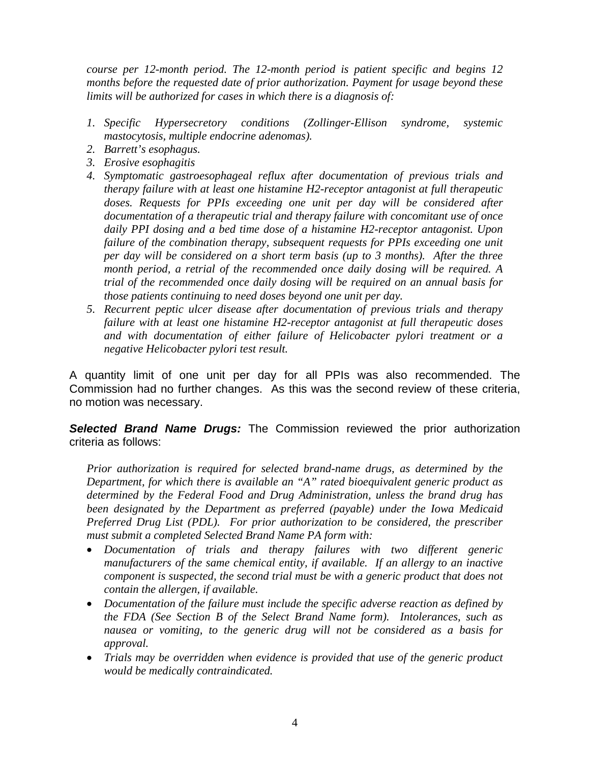*course per 12-month period. The 12-month period is patient specific and begins 12 months before the requested date of prior authorization. Payment for usage beyond these limits will be authorized for cases in which there is a diagnosis of:*

1. *Specific Hypersecretory conditions (Zollinger-Ellison syndrome, systemic mastocytosis, multiple endocrine adenomas).*
2. *Barrett's esophagus.*
3. *Erosive esophagitis*
4. *Symptomatic gastroesophageal reflux after documentation of previous trials and therapy failure with at least one histamine H2-receptor antagonist at full therapeutic doses. Requests for PPIs exceeding one unit per day will be considered after documentation of a therapeutic trial and therapy failure with concomitant use of once daily PPI dosing and a bed time dose of a histamine H2-receptor antagonist. Upon failure of the combination therapy, subsequent requests for PPIs exceeding one unit per day will be considered on a short term basis (up to 3 months). After the three month period, a retrial of the recommended once daily dosing will be required. A trial of the recommended once daily dosing will be required on an annual basis for those patients continuing to need doses beyond one unit per day.*
5. *Recurrent peptic ulcer disease after documentation of previous trials and therapy failure with at least one histamine H2-receptor antagonist at full therapeutic doses and with documentation of either failure of Helicobacter pylori treatment or a negative Helicobacter pylori test result.*

A quantity limit of one unit per day for all PPIs was also recommended. The Commission had no further changes. As this was the second review of these criteria, no motion was necessary.

***Selected Brand Name Drugs:*** The Commission reviewed the prior authorization criteria as follows:

*Prior authorization is required for selected brand-name drugs, as determined by the Department, for which there is available an "A" rated bioequivalent generic product as determined by the Federal Food and Drug Administration, unless the brand drug has been designated by the Department as preferred (payable) under the Iowa Medicaid Preferred Drug List (PDL). For prior authorization to be considered, the prescriber must submit a completed Selected Brand Name PA form with:*

- *Documentation of trials and therapy failures with two different generic manufacturers of the same chemical entity, if available. If an allergy to an inactive component is suspected, the second trial must be with a generic product that does not contain the allergen, if available.*
- *Documentation of the failure must include the specific adverse reaction as defined by the FDA (See Section B of the Select Brand Name form). Intolerances, such as nausea or vomiting, to the generic drug will not be considered as a basis for approval.*
- *Trials may be overridden when evidence is provided that use of the generic product would be medically contraindicated.*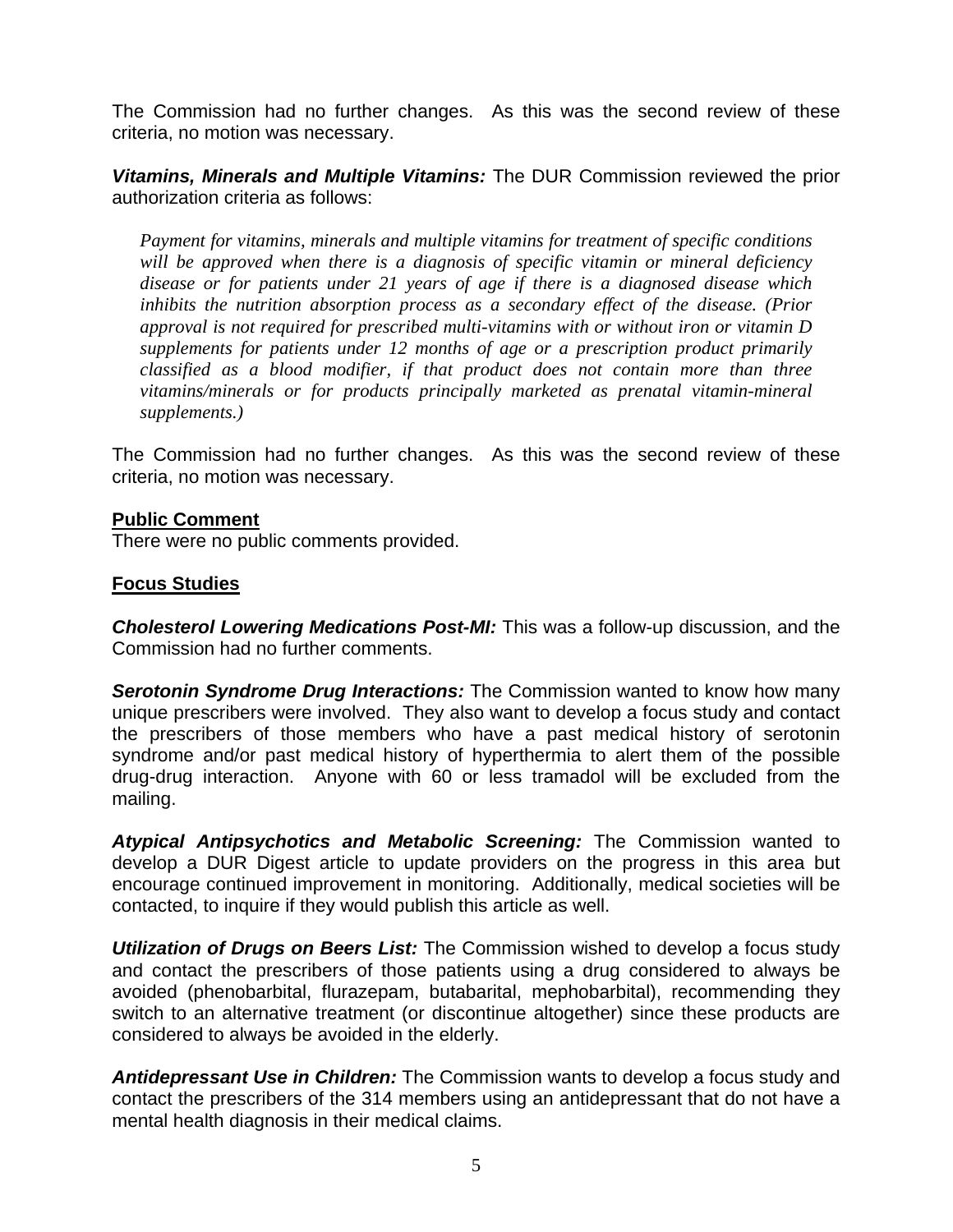The Commission had no further changes. As this was the second review of these criteria, no motion was necessary.

***Vitamins, Minerals and Multiple Vitamins:*** The DUR Commission reviewed the prior authorization criteria as follows:

> *Payment for vitamins, minerals and multiple vitamins for treatment of specific conditions will be approved when there is a diagnosis of specific vitamin or mineral deficiency disease or for patients under 21 years of age if there is a diagnosed disease which inhibits the nutrition absorption process as a secondary effect of the disease. (Prior approval is not required for prescribed multi-vitamins with or without iron or vitamin D supplements for patients under 12 months of age or a prescription product primarily classified as a blood modifier, if that product does not contain more than three vitamins/minerals or for products principally marketed as prenatal vitamin-mineral supplements.)*

The Commission had no further changes. As this was the second review of these criteria, no motion was necessary.

**Public Comment**

There were no public comments provided.

**Focus Studies**

***Cholesterol Lowering Medications Post-MI:*** This was a follow-up discussion, and the Commission had no further comments.

***Serotonin Syndrome Drug Interactions:*** The Commission wanted to know how many unique prescribers were involved. They also want to develop a focus study and contact the prescribers of those members who have a past medical history of serotonin syndrome and/or past medical history of hyperthermia to alert them of the possible drug-drug interaction. Anyone with 60 or less tramadol will be excluded from the mailing.

***Atypical Antipsychotics and Metabolic Screening:*** The Commission wanted to develop a DUR Digest article to update providers on the progress in this area but encourage continued improvement in monitoring. Additionally, medical societies will be contacted, to inquire if they would publish this article as well.

***Utilization of Drugs on Beers List:*** The Commission wished to develop a focus study and contact the prescribers of those patients using a drug considered to always be avoided (phenobarbital, flurazepam, butabarital, mephobarbital), recommending they switch to an alternative treatment (or discontinue altogether) since these products are considered to always be avoided in the elderly.

***Antidepressant Use in Children:*** The Commission wants to develop a focus study and contact the prescribers of the 314 members using an antidepressant that do not have a mental health diagnosis in their medical claims.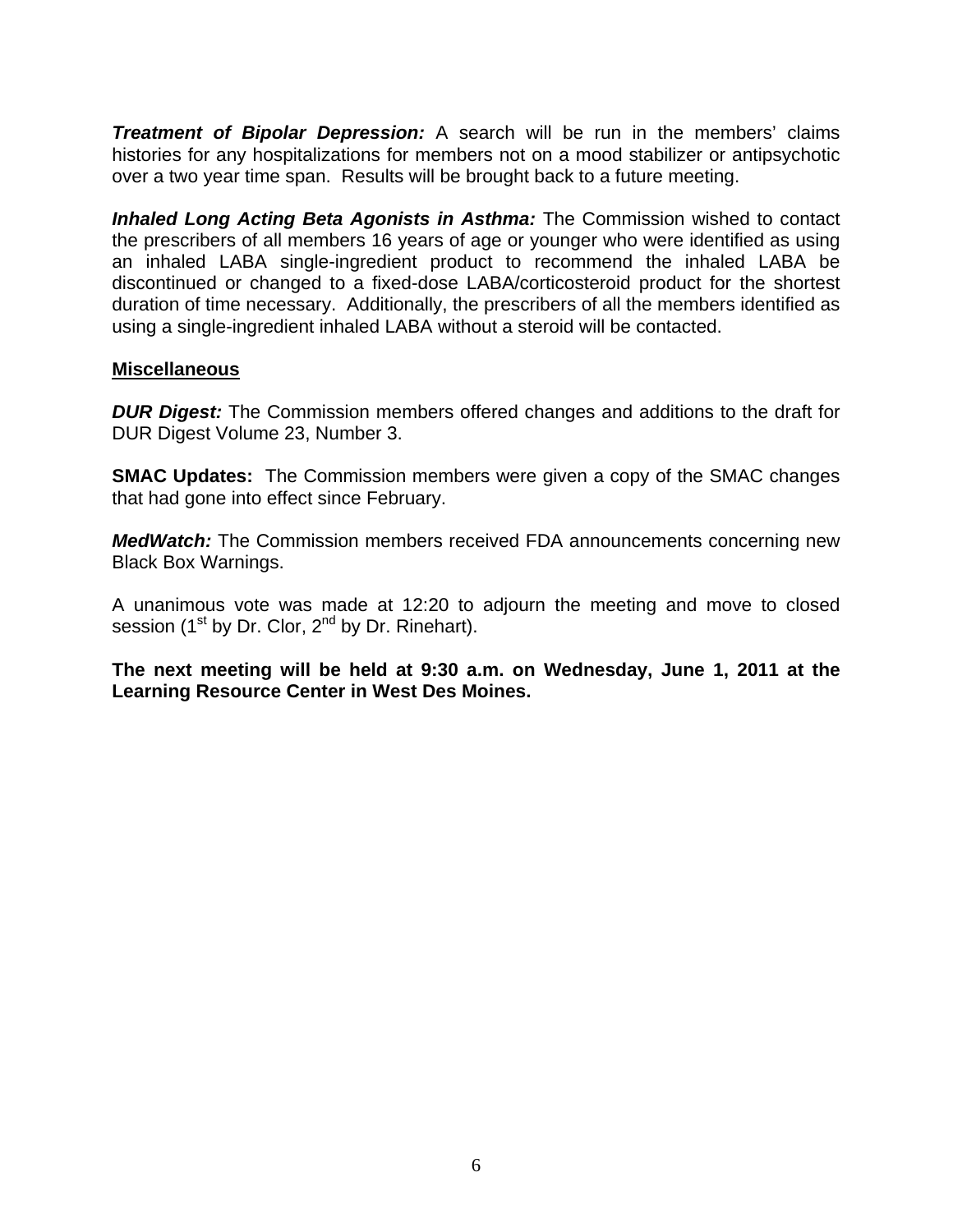***Treatment of Bipolar Depression:*** A search will be run in the members' claims histories for any hospitalizations for members not on a mood stabilizer or antipsychotic over a two year time span. Results will be brought back to a future meeting.

***Inhaled Long Acting Beta Agonists in Asthma:*** The Commission wished to contact the prescribers of all members 16 years of age or younger who were identified as using an inhaled LABA single-ingredient product to recommend the inhaled LABA be discontinued or changed to a fixed-dose LABA/corticosteroid product for the shortest duration of time necessary. Additionally, the prescribers of all the members identified as using a single-ingredient inhaled LABA without a steroid will be contacted.

**Miscellaneous**

***DUR Digest:*** The Commission members offered changes and additions to the draft for DUR Digest Volume 23, Number 3.

**SMAC Updates:** The Commission members were given a copy of the SMAC changes that had gone into effect since February.

***MedWatch:*** The Commission members received FDA announcements concerning new Black Box Warnings.

A unanimous vote was made at 12:20 to adjourn the meeting and move to closed session (1st by Dr. Clor, 2nd by Dr. Rinehart).

**The next meeting will be held at 9:30 a.m. on Wednesday, June 1, 2011 at the Learning Resource Center in West Des Moines.**